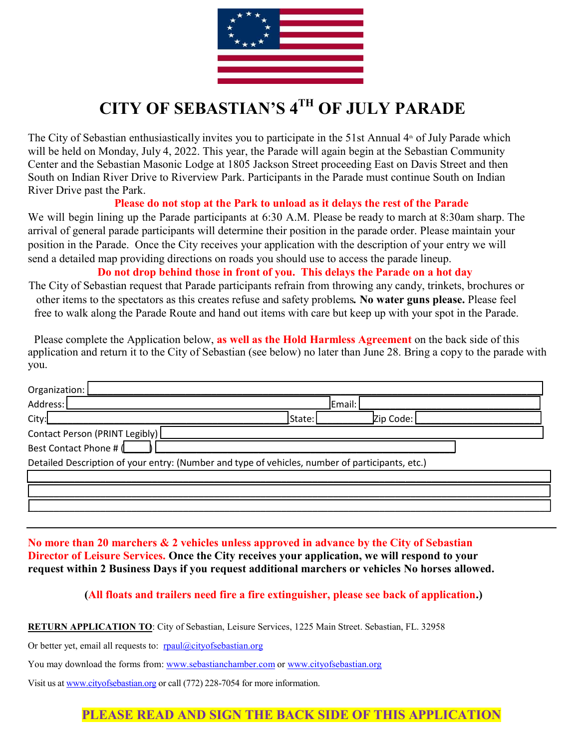# CITY OF SEBASTIAN'S 4TH OF JULY PARADE

The City of Sebastian enthusiastically invites you to participate in the 51st Annual 4th of July Parade which will be held on Monday, July 4, 2022. This year, the Parade will again begin at the Sebastian Community Center and the Sebastian Masonic Lodge at 1805 Jackson Street proceeding East on Davis Street and then South on Indian River Drive to Riverview Park. Participants in the Parade must continue South on Indian River Drive past the Park.

**Please do not stop at the Park to unload as it delays the rest of the Parade**

We will begin lining up the Parade participants at 6:30 A.M. Please be ready to march at 8:30am sharp. The arrival of general parade participants will determine their position in the parade order. Please maintain your position in the Parade. Once the City receives your application with the description of your entry we will send a detailed map providing directions on roads you should use to access the parade lineup.

**Do not drop behind those in front of you. This delays the Parade on a hot day**

The City of Sebastian request that Parade participants refrain from throwing any candy, trinkets, brochures or other items to the spectators as this creates refuse and safety problems**.** **No water guns please.** Please feel free to walk along the Parade Route and hand out items with care but keep up with your spot in the Parade.

Please complete the Application below, **as well as the Hold Harmless Agreement** on the back side of this application and return it to the City of Sebastian (see below) no later than June 28. Bring a copy to the parade with you.

Organization: ______________________________

Address: ______________________________ Email: ______________________________

City: ______________________________ State: __________ Zip Code: ______________

Contact Person (PRINT Legibly) ______________________________

Best Contact Phone # (____) ______________________________

Detailed Description of your entry: (Number and type of vehicles, number of participants, etc.)

______________________________________________________________________

______________________________________________________________________

______________________________________________________________________

---

**No more than 20 marchers & 2 vehicles unless approved in advance by the City of Sebastian Director of Leisure Services. Once the City receives your application, we will respond to your request within 2 Business Days if you request additional marchers or vehicles No horses allowed.**

**(All floats and trailers need fire a fire extinguisher, please see back of application.)**

**RETURN APPLICATION TO**: City of Sebastian, Leisure Services, 1225 Main Street. Sebastian, FL. 32958

Or better yet, email all requests to: rpaul@cityofsebastian.org

You may download the forms from: www.sebastianchamber.com or www.cityofsebastian.org

Visit us at www.cityofsebastian.org or call (772) 228-7054 for more information.

**PLEASE READ AND SIGN THE BACK SIDE OF THIS APPLICATION**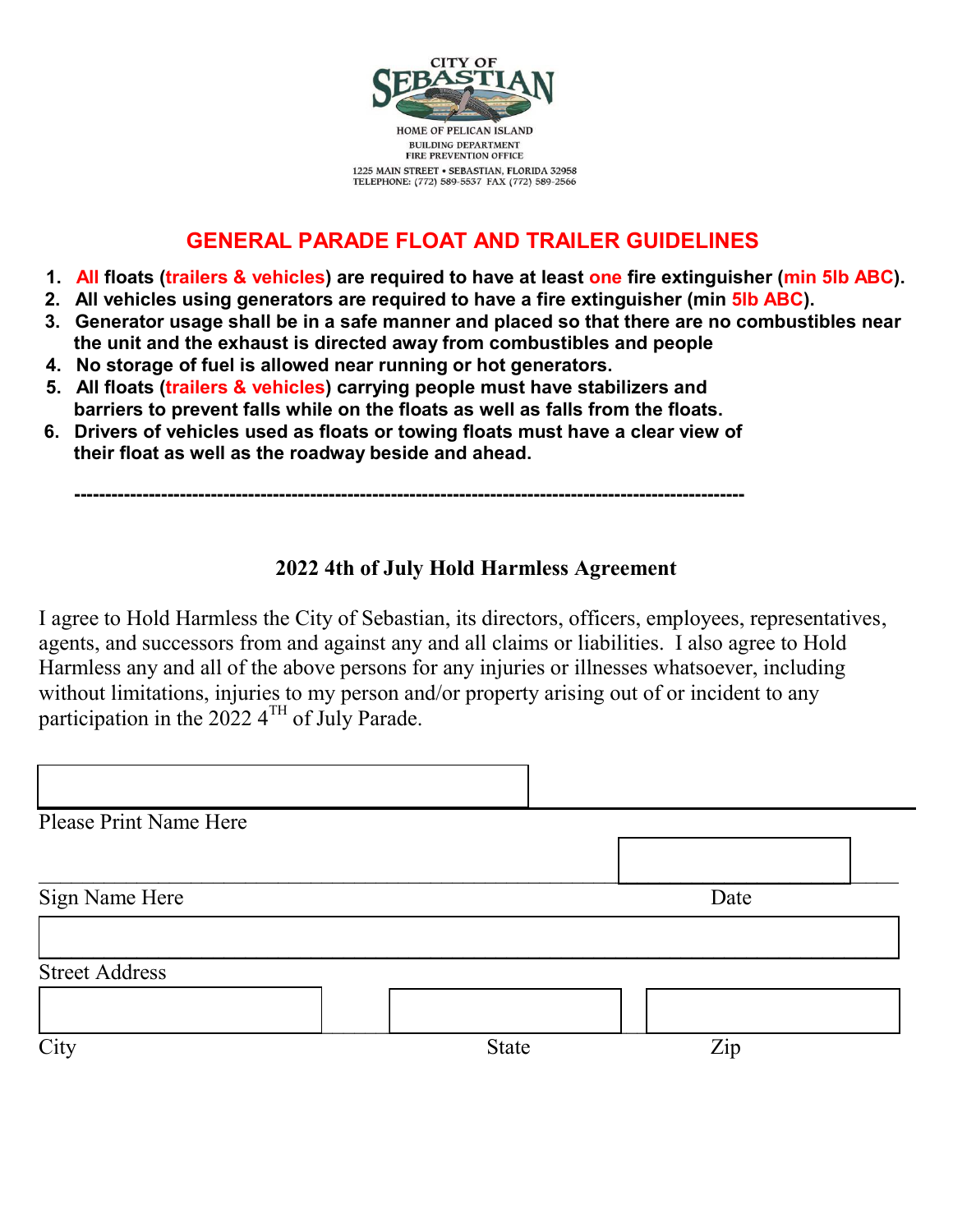CITY OF
SEBASTIAN
HOME OF PELICAN ISLAND
BUILDING DEPARTMENT
FIRE PREVENTION OFFICE
1225 MAIN STREET • SEBASTIAN, FLORIDA 32958
TELEPHONE: (772) 589-5537 FAX (772) 589-2566

## GENERAL PARADE FLOAT AND TRAILER GUIDELINES

1. **All floats (trailers & vehicles) are required to have at least one fire extinguisher (min 5lb ABC).**
2. **All vehicles using generators are required to have a fire extinguisher (min 5lb ABC).**
3. **Generator usage shall be in a safe manner and placed so that there are no combustibles near the unit and the exhaust is directed away from combustibles and people**
4. **No storage of fuel is allowed near running or hot generators.**
5. **All floats (trailers & vehicles) carrying people must have stabilizers and barriers to prevent falls while on the floats as well as falls from the floats.**
6. **Drivers of vehicles used as floats or towing floats must have a clear view of their float as well as the roadway beside and ahead.**

---

### 2022 4th of July Hold Harmless Agreement

I agree to Hold Harmless the City of Sebastian, its directors, officers, employees, representatives, agents, and successors from and against any and all claims or liabilities. I also agree to Hold Harmless any and all of the above persons for any injuries or illnesses whatsoever, including without limitations, injuries to my person and/or property arising out of or incident to any participation in the 2022 4$^{TH}$ of July Parade.

Please Print Name Here

Sign Name Here &emsp;&emsp;&emsp;&emsp;&emsp;&emsp;&emsp;&emsp; Date

Street Address

City &emsp;&emsp;&emsp;&emsp;&emsp;&emsp; State &emsp;&emsp;&emsp;&emsp;&emsp;&emsp; Zip